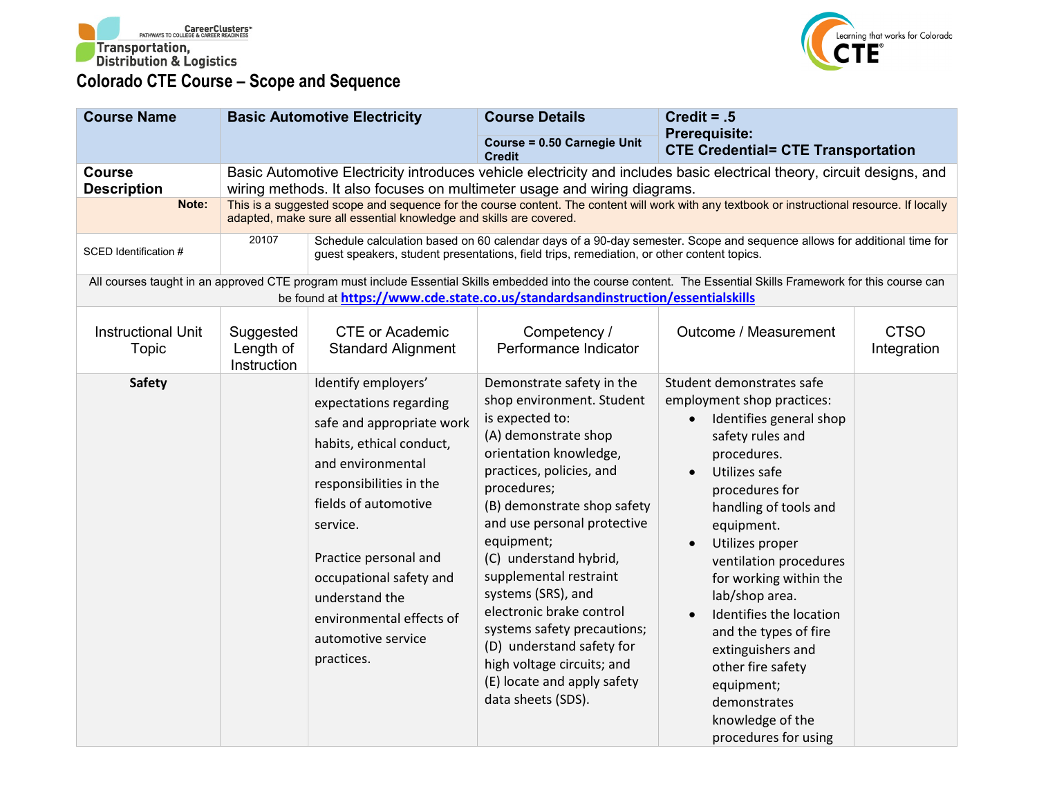Transportation, Distribution & Logistics

# Colorado CTE Course – Scope and Sequence

| Course Name | Basic Automotive Electricity | Course Details | Credit = .5 |
|---|---|---|---|
| | | Course = 0.50 Carnegie Unit Credit | Prerequisite:<br>CTE Credential= CTE Transportation |
| Course Description | Basic Automotive Electricity introduces vehicle electricity and includes basic electrical theory, circuit designs, and wiring methods. It also focuses on multimeter usage and wiring diagrams. | | |
| Note: | This is a suggested scope and sequence for the course content. The content will work with any textbook or instructional resource. If locally adapted, make sure all essential knowledge and skills are covered. | | |
| SCED Identification # | 20107 | Schedule calculation based on 60 calendar days of a 90-day semester. Scope and sequence allows for additional time for guest speakers, student presentations, field trips, remediation, or other content topics. | |

All courses taught in an approved CTE program must include Essential Skills embedded into the course content. The Essential Skills Framework for this course can be found at https://www.cde.state.co.us/standardsandinstruction/essentialskills

| Instructional Unit Topic | Suggested Length of Instruction | CTE or Academic Standard Alignment | Competency / Performance Indicator | Outcome / Measurement | CTSO Integration |
|---|---|---|---|---|---|
| **Safety** | | Identify employers' expectations regarding safe and appropriate work habits, ethical conduct, and environmental responsibilities in the fields of automotive service.<br><br>Practice personal and occupational safety and understand the environmental effects of automotive service practices. | Demonstrate safety in the shop environment. Student is expected to:<br>(A) demonstrate shop orientation knowledge, practices, policies, and procedures;<br>(B) demonstrate shop safety and use personal protective equipment;<br>(C) understand hybrid, supplemental restraint systems (SRS), and electronic brake control systems safety precautions;<br>(D) understand safety for high voltage circuits; and<br>(E) locate and apply safety data sheets (SDS). | Student demonstrates safe employment shop practices:<br>• Identifies general shop safety rules and procedures.<br>• Utilizes safe procedures for handling of tools and equipment.<br>• Utilizes proper ventilation procedures for working within the lab/shop area.<br>• Identifies the location and the types of fire extinguishers and other fire safety equipment; demonstrates knowledge of the procedures for using | |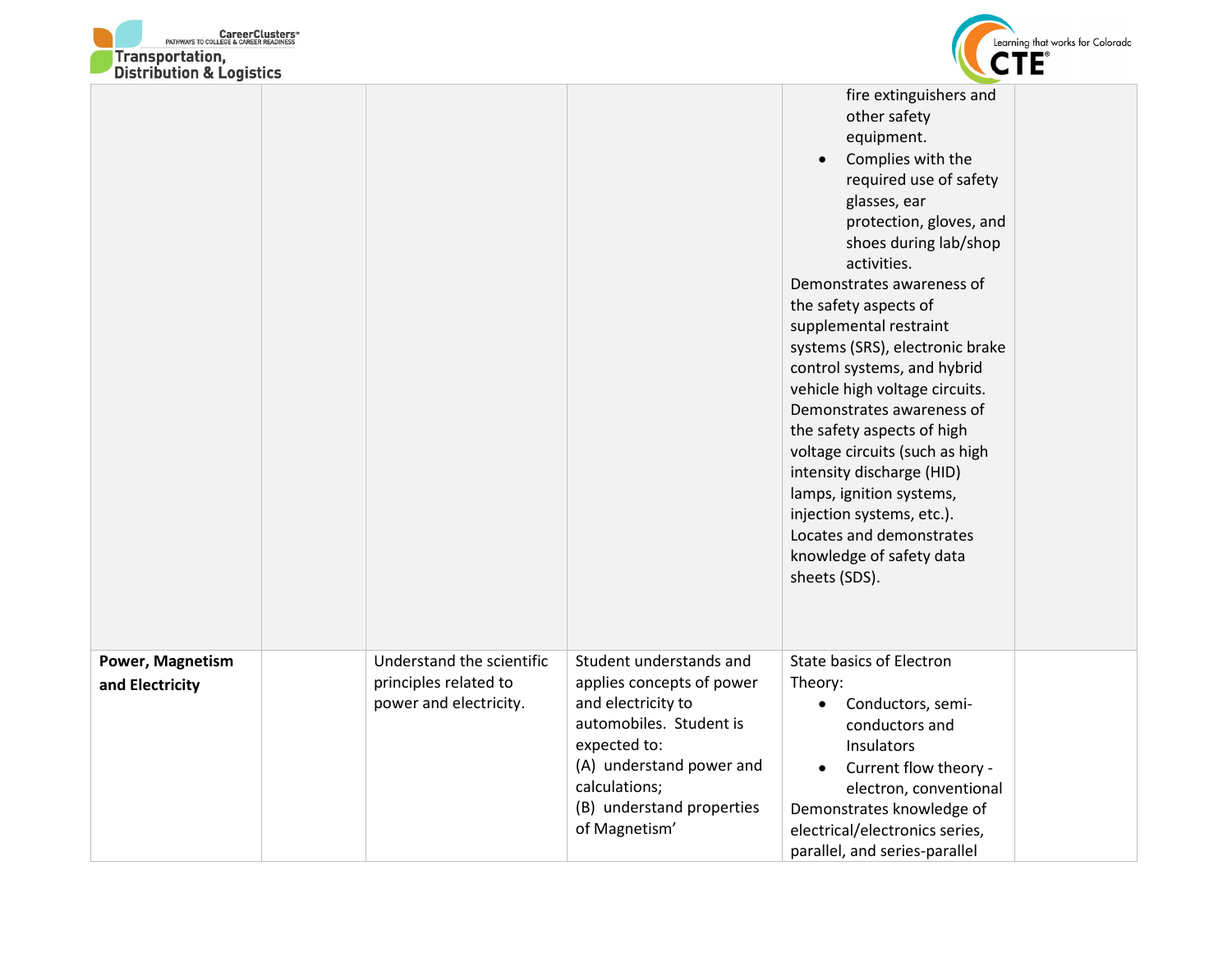| | | | | | |
|---|---|---|---|---|---|
| | | | | fire extinguishers and other safety equipment.<br>• Complies with the required use of safety glasses, ear protection, gloves, and shoes during lab/shop activities.<br>Demonstrates awareness of the safety aspects of supplemental restraint systems (SRS), electronic brake control systems, and hybrid vehicle high voltage circuits.<br>Demonstrates awareness of the safety aspects of high voltage circuits (such as high intensity discharge (HID) lamps, ignition systems, injection systems, etc.).<br>Locates and demonstrates knowledge of safety data sheets (SDS). | |
| **Power, Magnetism and Electricity** | | Understand the scientific principles related to power and electricity. | Student understands and applies concepts of power and electricity to automobiles. Student is expected to:<br>(A) understand power and calculations;<br>(B) understand properties of Magnetism' | State basics of Electron Theory:<br>• Conductors, semi-conductors and Insulators<br>• Current flow theory - electron, conventional<br>Demonstrates knowledge of electrical/electronics series, parallel, and series-parallel | |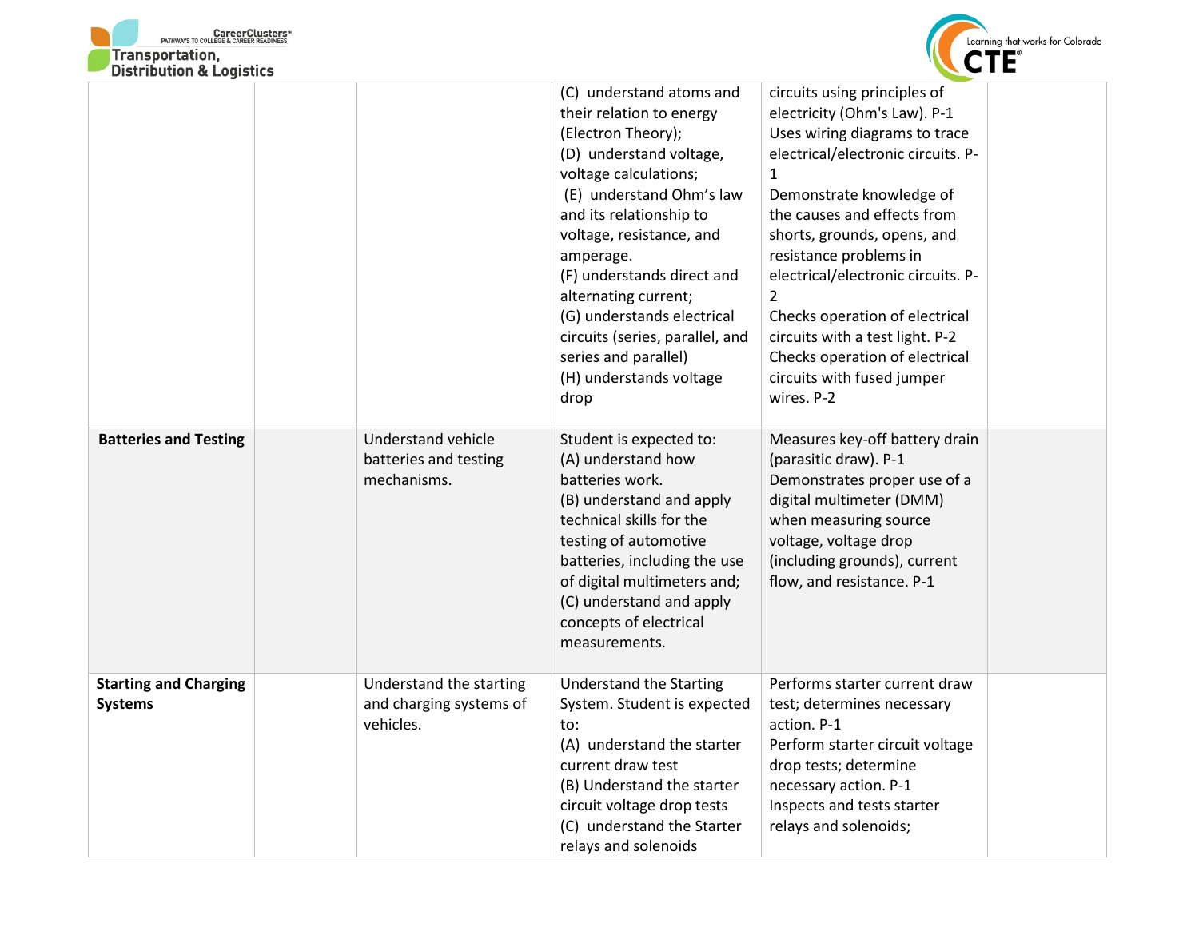| | | | | | |
|---|---|---|---|---|---|
| | | | (C) understand atoms and their relation to energy (Electron Theory);<br>(D) understand voltage, voltage calculations;<br>(E) understand Ohm's law and its relationship to voltage, resistance, and amperage.<br>(F) understands direct and alternating current;<br>(G) understands electrical circuits (series, parallel, and series and parallel)<br>(H) understands voltage drop | circuits using principles of electricity (Ohm's Law). P-1<br>Uses wiring diagrams to trace electrical/electronic circuits. P-1<br>Demonstrate knowledge of the causes and effects from shorts, grounds, opens, and resistance problems in electrical/electronic circuits. P-2<br>Checks operation of electrical circuits with a test light. P-2<br>Checks operation of electrical circuits with fused jumper wires. P-2 | |
| **Batteries and Testing** | | Understand vehicle batteries and testing mechanisms. | Student is expected to:<br>(A) understand how batteries work.<br>(B) understand and apply technical skills for the testing of automotive batteries, including the use of digital multimeters and;<br>(C) understand and apply concepts of electrical measurements. | Measures key-off battery drain (parasitic draw). P-1<br>Demonstrates proper use of a digital multimeter (DMM) when measuring source voltage, voltage drop (including grounds), current flow, and resistance. P-1 | |
| **Starting and Charging Systems** | | Understand the starting and charging systems of vehicles. | Understand the Starting System. Student is expected to:<br>(A) understand the starter current draw test<br>(B) Understand the starter circuit voltage drop tests<br>(C) understand the Starter relays and solenoids | Performs starter current draw test; determines necessary action. P-1<br>Perform starter circuit voltage drop tests; determine necessary action. P-1<br>Inspects and tests starter relays and solenoids; | |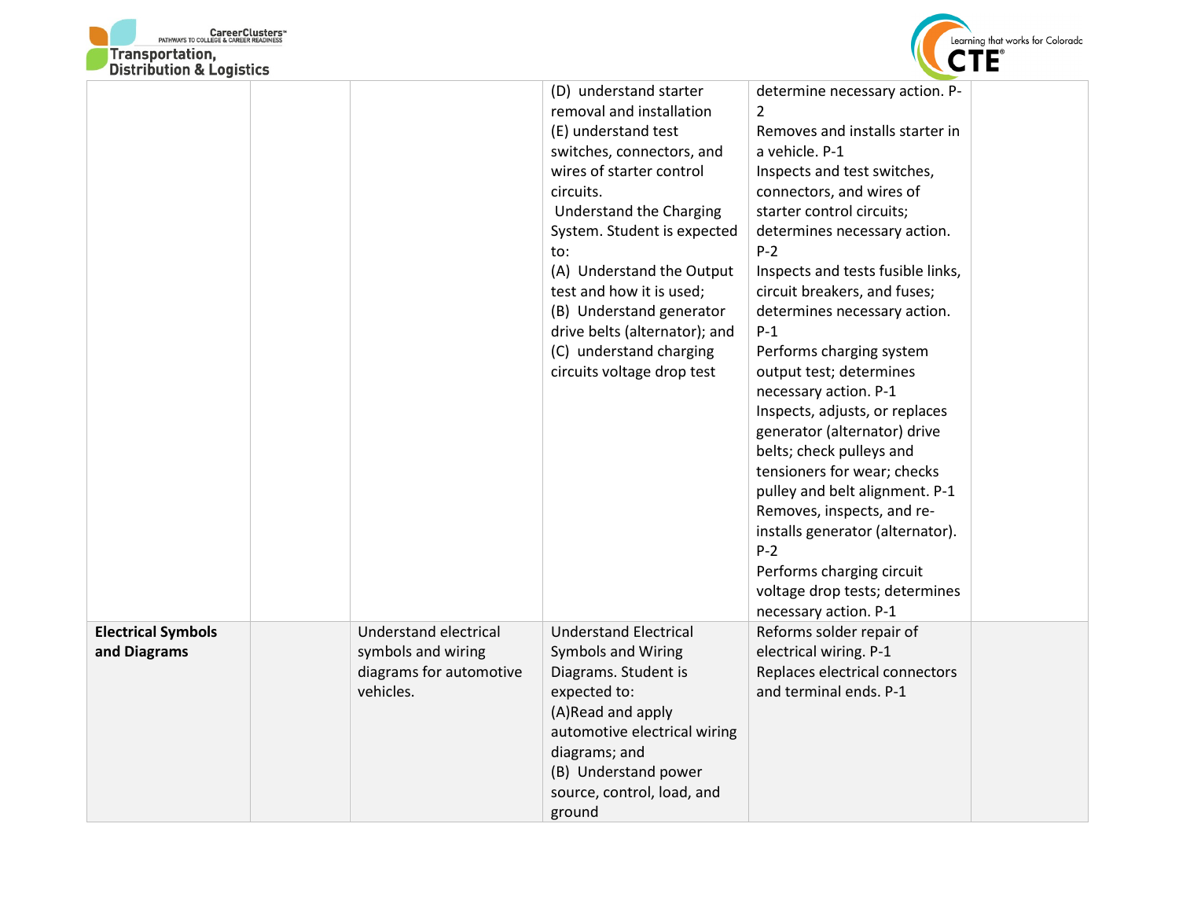| | | | | | |
|---|---|---|---|---|---|
| | | | (D) understand starter removal and installation<br>(E) understand test switches, connectors, and wires of starter control circuits.<br>Understand the Charging System. Student is expected to:<br>(A) Understand the Output test and how it is used;<br>(B) Understand generator drive belts (alternator); and<br>(C) understand charging circuits voltage drop test | determine necessary action. P-2<br>Removes and installs starter in a vehicle. P-1<br>Inspects and test switches, connectors, and wires of starter control circuits; determines necessary action. P-2<br>Inspects and tests fusible links, circuit breakers, and fuses; determines necessary action. P-1<br>Performs charging system output test; determines necessary action. P-1<br>Inspects, adjusts, or replaces generator (alternator) drive belts; check pulleys and tensioners for wear; checks pulley and belt alignment. P-1<br>Removes, inspects, and re-installs generator (alternator). P-2<br>Performs charging circuit voltage drop tests; determines necessary action. P-1 | |
| **Electrical Symbols and Diagrams** | | Understand electrical symbols and wiring diagrams for automotive vehicles. | Understand Electrical Symbols and Wiring Diagrams. Student is expected to:<br>(A)Read and apply automotive electrical wiring diagrams; and<br>(B) Understand power source, control, load, and ground | Reforms solder repair of electrical wiring. P-1<br>Replaces electrical connectors and terminal ends. P-1 | |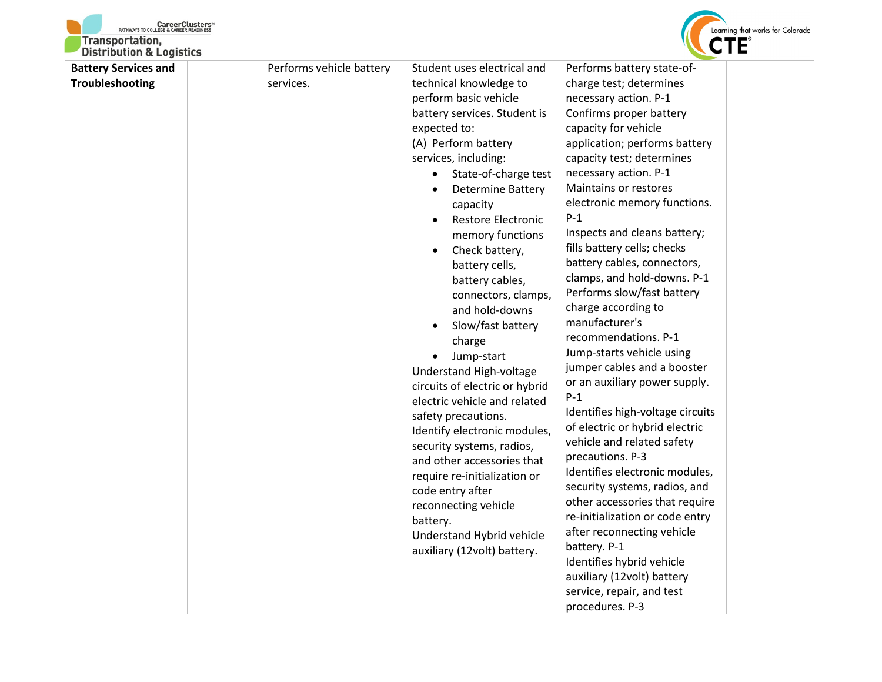| Battery Services and Troubleshooting | | Performs vehicle battery services. | Student uses electrical and technical knowledge to perform basic vehicle battery services. Student is expected to:<br>(A) Perform battery services, including:<br>• State-of-charge test<br>• Determine Battery capacity<br>• Restore Electronic memory functions<br>• Check battery, battery cells, battery cables, connectors, clamps, and hold-downs<br>• Slow/fast battery charge<br>• Jump-start<br>Understand High-voltage circuits of electric or hybrid electric vehicle and related safety precautions.<br>Identify electronic modules, security systems, radios, and other accessories that require re-initialization or code entry after reconnecting vehicle battery.<br>Understand Hybrid vehicle auxiliary (12volt) battery. | Performs battery state-of-charge test; determines necessary action. P-1<br>Confirms proper battery capacity for vehicle application; performs battery capacity test; determines necessary action. P-1<br>Maintains or restores electronic memory functions. P-1<br>Inspects and cleans battery; fills battery cells; checks battery cables, connectors, clamps, and hold-downs. P-1<br>Performs slow/fast battery charge according to manufacturer's recommendations. P-1<br>Jump-starts vehicle using jumper cables and a booster or an auxiliary power supply. P-1<br>Identifies high-voltage circuits of electric or hybrid electric vehicle and related safety precautions. P-3<br>Identifies electronic modules, security systems, radios, and other accessories that require re-initialization or code entry after reconnecting vehicle battery. P-1<br>Identifies hybrid vehicle auxiliary (12volt) battery service, repair, and test procedures. P-3 | |
|---|---|---|---|---|---|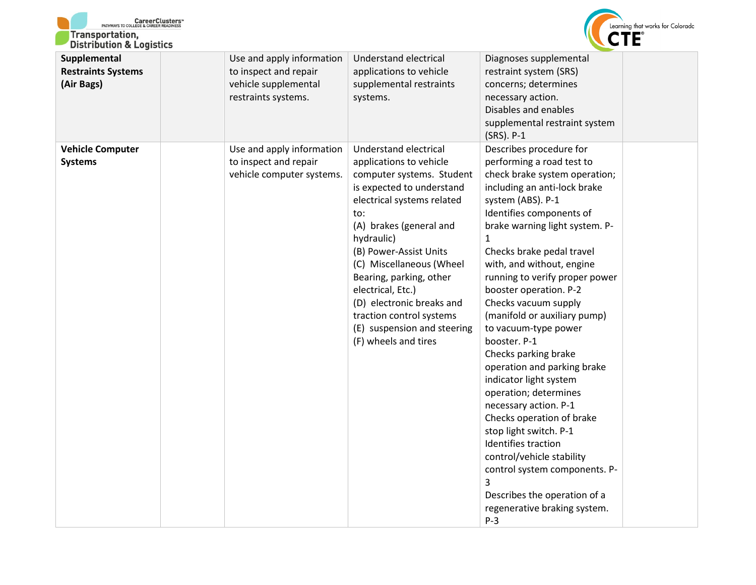| | | | | | |
|---|---|---|---|---|---|
| **Supplemental Restraints Systems (Air Bags)** | | Use and apply information to inspect and repair vehicle supplemental restraints systems. | Understand electrical applications to vehicle supplemental restraints systems. | Diagnoses supplemental restraint system (SRS) concerns; determines necessary action.<br>Disables and enables supplemental restraint system (SRS). P-1 | |
| **Vehicle Computer Systems** | | Use and apply information to inspect and repair vehicle computer systems. | Understand electrical applications to vehicle computer systems. Student is expected to understand electrical systems related to:<br>(A) brakes (general and hydraulic)<br>(B) Power-Assist Units<br>(C) Miscellaneous (Wheel Bearing, parking, other electrical, Etc.)<br>(D) electronic breaks and traction control systems<br>(E) suspension and steering<br>(F) wheels and tires | Describes procedure for performing a road test to check brake system operation; including an anti-lock brake system (ABS). P-1<br>Identifies components of brake warning light system. P-1<br>Checks brake pedal travel with, and without, engine running to verify proper power booster operation. P-2<br>Checks vacuum supply (manifold or auxiliary pump) to vacuum-type power booster. P-1<br>Checks parking brake operation and parking brake indicator light system operation; determines necessary action. P-1<br>Checks operation of brake stop light switch. P-1<br>Identifies traction control/vehicle stability control system components. P-3<br>Describes the operation of a regenerative braking system. P-3 | |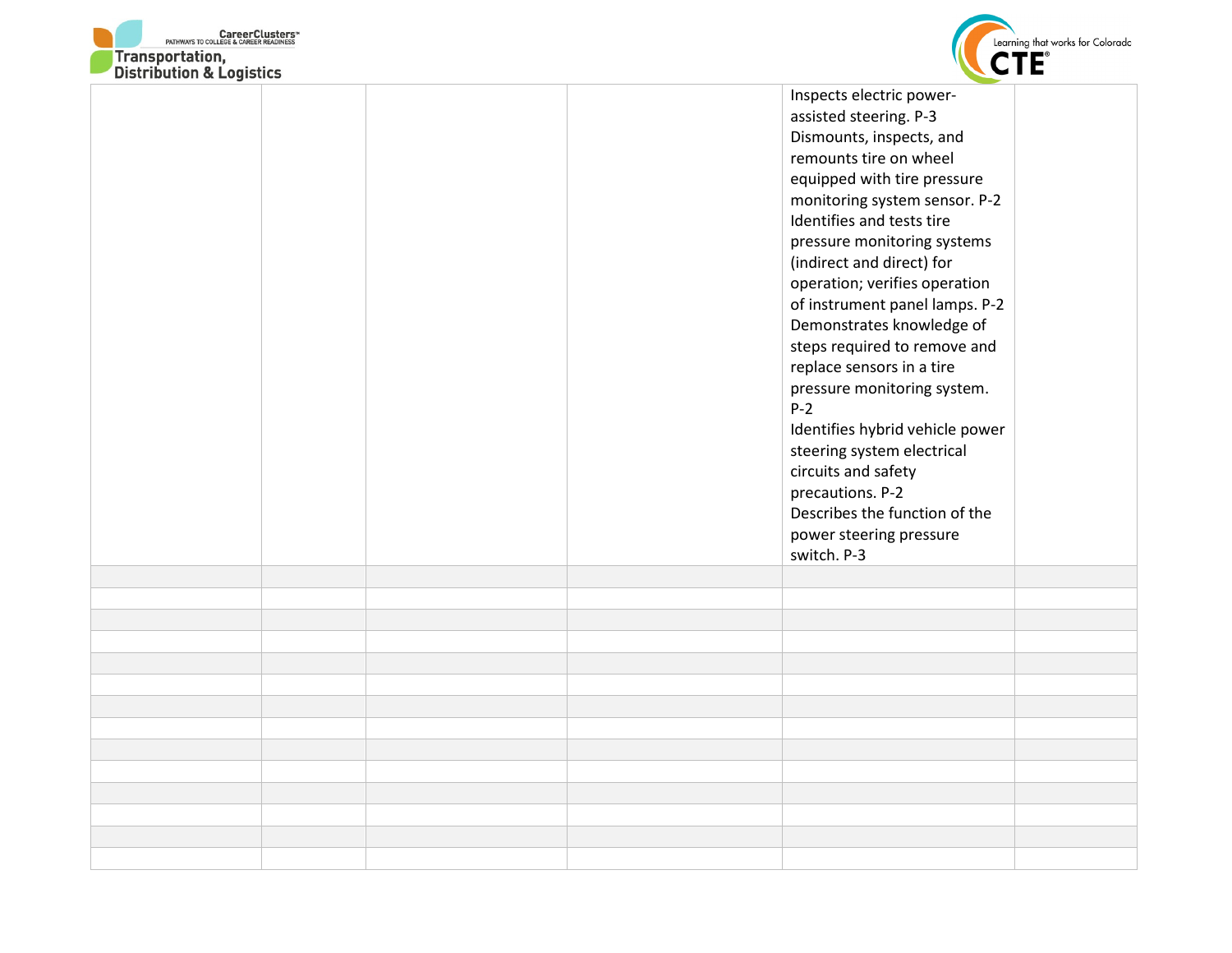| | | | | | |
|---|---|---|---|---|---|
| | | | | Inspects electric power-assisted steering. P-3<br>Dismounts, inspects, and remounts tire on wheel equipped with tire pressure monitoring system sensor. P-2<br>Identifies and tests tire pressure monitoring systems (indirect and direct) for operation; verifies operation of instrument panel lamps. P-2<br>Demonstrates knowledge of steps required to remove and replace sensors in a tire pressure monitoring system. P-2<br>Identifies hybrid vehicle power steering system electrical circuits and safety precautions. P-2<br>Describes the function of the power steering pressure switch. P-3 | |
| | | | | | |
| | | | | | |
| | | | | | |
| | | | | | |
| | | | | | |
| | | | | | |
| | | | | | |
| | | | | | |
| | | | | | |
| | | | | | |
| | | | | | |
| | | | | | |
| | | | | | |
| | | | | | |